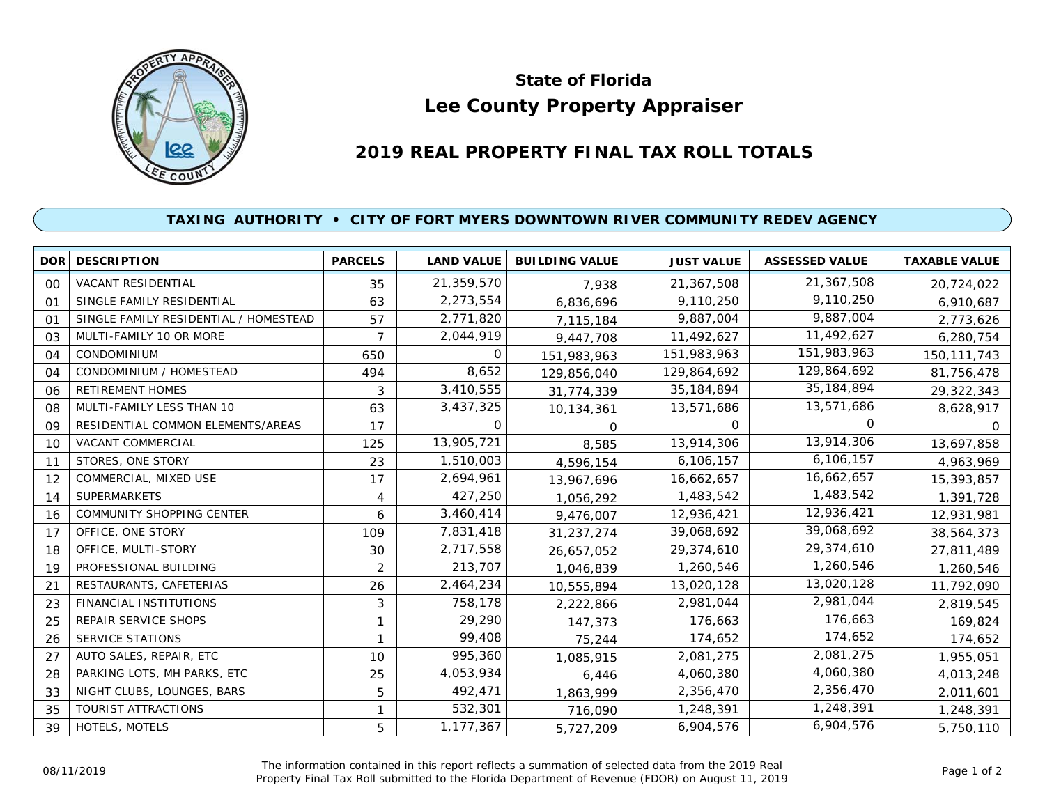# State of Florida
# Lee County Property Appraiser

## 2019 REAL PROPERTY FINAL TAX ROLL TOTALS

### TAXING AUTHORITY • CITY OF FORT MYERS DOWNTOWN RIVER COMMUNITY REDEV AGENCY

| DOR | DESCRIPTION | PARCELS | LAND VALUE | BUILDING VALUE | JUST VALUE | ASSESSED VALUE | TAXABLE VALUE |
|---|---|---|---|---|---|---|---|
| 00 | VACANT RESIDENTIAL | 35 | 21,359,570 | 7,938 | 21,367,508 | 21,367,508 | 20,724,022 |
| 01 | SINGLE FAMILY RESIDENTIAL | 63 | 2,273,554 | 6,836,696 | 9,110,250 | 9,110,250 | 6,910,687 |
| 01 | SINGLE FAMILY RESIDENTIAL / HOMESTEAD | 57 | 2,771,820 | 7,115,184 | 9,887,004 | 9,887,004 | 2,773,626 |
| 03 | MULTI-FAMILY 10 OR MORE | 7 | 2,044,919 | 9,447,708 | 11,492,627 | 11,492,627 | 6,280,754 |
| 04 | CONDOMINIUM | 650 | 0 | 151,983,963 | 151,983,963 | 151,983,963 | 150,111,743 |
| 04 | CONDOMINIUM / HOMESTEAD | 494 | 8,652 | 129,856,040 | 129,864,692 | 129,864,692 | 81,756,478 |
| 06 | RETIREMENT HOMES | 3 | 3,410,555 | 31,774,339 | 35,184,894 | 35,184,894 | 29,322,343 |
| 08 | MULTI-FAMILY LESS THAN 10 | 63 | 3,437,325 | 10,134,361 | 13,571,686 | 13,571,686 | 8,628,917 |
| 09 | RESIDENTIAL COMMON ELEMENTS/AREAS | 17 | 0 | 0 | 0 | 0 | 0 |
| 10 | VACANT COMMERCIAL | 125 | 13,905,721 | 8,585 | 13,914,306 | 13,914,306 | 13,697,858 |
| 11 | STORES, ONE STORY | 23 | 1,510,003 | 4,596,154 | 6,106,157 | 6,106,157 | 4,963,969 |
| 12 | COMMERCIAL, MIXED USE | 17 | 2,694,961 | 13,967,696 | 16,662,657 | 16,662,657 | 15,393,857 |
| 14 | SUPERMARKETS | 4 | 427,250 | 1,056,292 | 1,483,542 | 1,483,542 | 1,391,728 |
| 16 | COMMUNITY SHOPPING CENTER | 6 | 3,460,414 | 9,476,007 | 12,936,421 | 12,936,421 | 12,931,981 |
| 17 | OFFICE, ONE STORY | 109 | 7,831,418 | 31,237,274 | 39,068,692 | 39,068,692 | 38,564,373 |
| 18 | OFFICE, MULTI-STORY | 30 | 2,717,558 | 26,657,052 | 29,374,610 | 29,374,610 | 27,811,489 |
| 19 | PROFESSIONAL BUILDING | 2 | 213,707 | 1,046,839 | 1,260,546 | 1,260,546 | 1,260,546 |
| 21 | RESTAURANTS, CAFETERIAS | 26 | 2,464,234 | 10,555,894 | 13,020,128 | 13,020,128 | 11,792,090 |
| 23 | FINANCIAL INSTITUTIONS | 3 | 758,178 | 2,222,866 | 2,981,044 | 2,981,044 | 2,819,545 |
| 25 | REPAIR SERVICE SHOPS | 1 | 29,290 | 147,373 | 176,663 | 176,663 | 169,824 |
| 26 | SERVICE STATIONS | 1 | 99,408 | 75,244 | 174,652 | 174,652 | 174,652 |
| 27 | AUTO SALES, REPAIR, ETC | 10 | 995,360 | 1,085,915 | 2,081,275 | 2,081,275 | 1,955,051 |
| 28 | PARKING LOTS, MH PARKS, ETC | 25 | 4,053,934 | 6,446 | 4,060,380 | 4,060,380 | 4,013,248 |
| 33 | NIGHT CLUBS, LOUNGES, BARS | 5 | 492,471 | 1,863,999 | 2,356,470 | 2,356,470 | 2,011,601 |
| 35 | TOURIST ATTRACTIONS | 1 | 532,301 | 716,090 | 1,248,391 | 1,248,391 | 1,248,391 |
| 39 | HOTELS, MOTELS | 5 | 1,177,367 | 5,727,209 | 6,904,576 | 6,904,576 | 5,750,110 |

08/11/2019

The information contained in this report reflects a summation of selected data from the 2019 Real Property Final Tax Roll submitted to the Florida Department of Revenue (FDOR) on August 11, 2019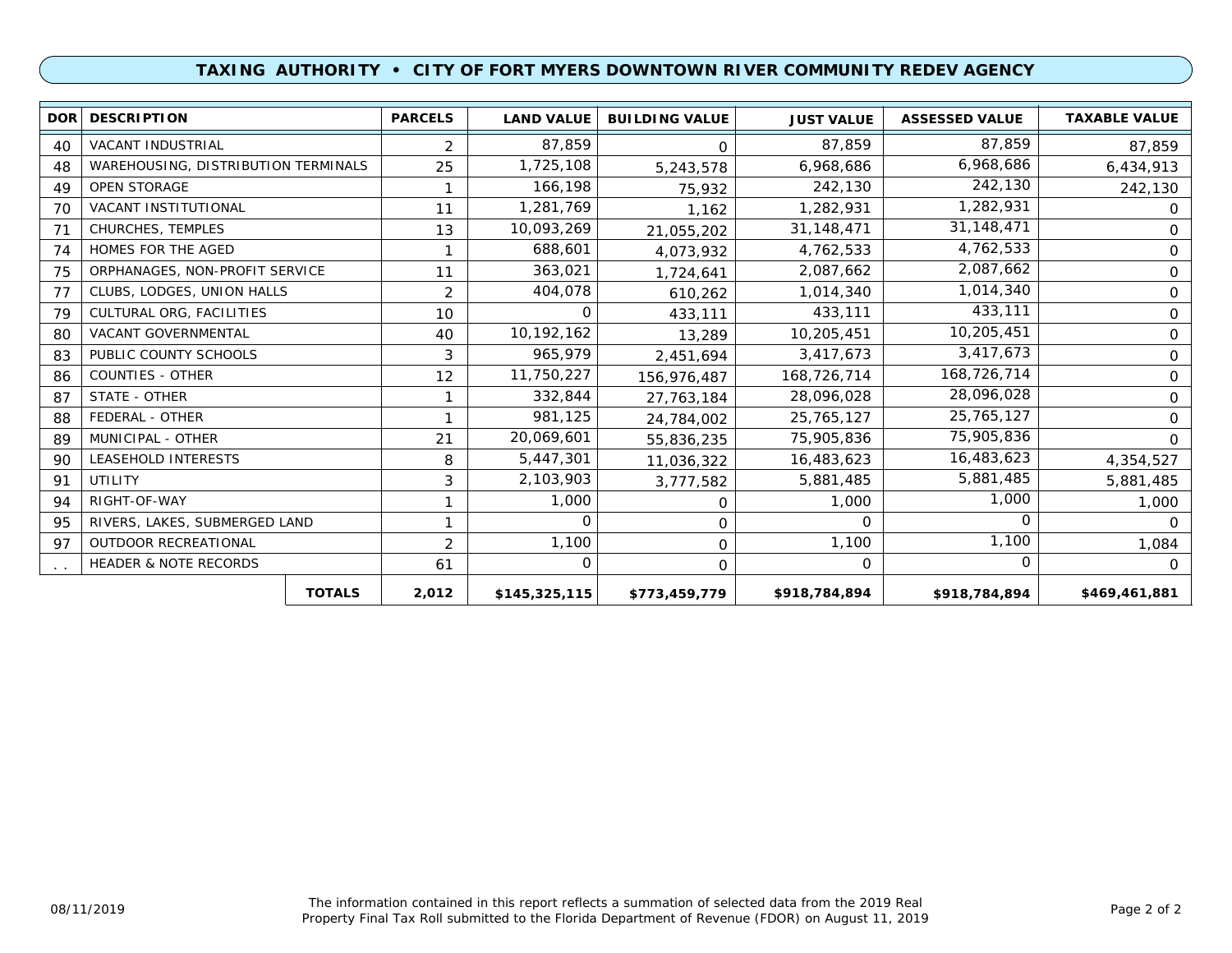## TAXING AUTHORITY • CITY OF FORT MYERS DOWNTOWN RIVER COMMUNITY REDEV AGENCY

| DOR | DESCRIPTION | PARCELS | LAND VALUE | BUILDING VALUE | JUST VALUE | ASSESSED VALUE | TAXABLE VALUE |
|---|---|---|---|---|---|---|---|
| 40 | VACANT INDUSTRIAL | 2 | 87,859 | 0 | 87,859 | 87,859 | 87,859 |
| 48 | WAREHOUSING, DISTRIBUTION TERMINALS | 25 | 1,725,108 | 5,243,578 | 6,968,686 | 6,968,686 | 6,434,913 |
| 49 | OPEN STORAGE | 1 | 166,198 | 75,932 | 242,130 | 242,130 | 242,130 |
| 70 | VACANT INSTITUTIONAL | 11 | 1,281,769 | 1,162 | 1,282,931 | 1,282,931 | 0 |
| 71 | CHURCHES, TEMPLES | 13 | 10,093,269 | 21,055,202 | 31,148,471 | 31,148,471 | 0 |
| 74 | HOMES FOR THE AGED | 1 | 688,601 | 4,073,932 | 4,762,533 | 4,762,533 | 0 |
| 75 | ORPHANAGES, NON-PROFIT SERVICE | 11 | 363,021 | 1,724,641 | 2,087,662 | 2,087,662 | 0 |
| 77 | CLUBS, LODGES, UNION HALLS | 2 | 404,078 | 610,262 | 1,014,340 | 1,014,340 | 0 |
| 79 | CULTURAL ORG, FACILITIES | 10 | 0 | 433,111 | 433,111 | 433,111 | 0 |
| 80 | VACANT GOVERNMENTAL | 40 | 10,192,162 | 13,289 | 10,205,451 | 10,205,451 | 0 |
| 83 | PUBLIC COUNTY SCHOOLS | 3 | 965,979 | 2,451,694 | 3,417,673 | 3,417,673 | 0 |
| 86 | COUNTIES - OTHER | 12 | 11,750,227 | 156,976,487 | 168,726,714 | 168,726,714 | 0 |
| 87 | STATE - OTHER | 1 | 332,844 | 27,763,184 | 28,096,028 | 28,096,028 | 0 |
| 88 | FEDERAL - OTHER | 1 | 981,125 | 24,784,002 | 25,765,127 | 25,765,127 | 0 |
| 89 | MUNICIPAL - OTHER | 21 | 20,069,601 | 55,836,235 | 75,905,836 | 75,905,836 | 0 |
| 90 | LEASEHOLD INTERESTS | 8 | 5,447,301 | 11,036,322 | 16,483,623 | 16,483,623 | 4,354,527 |
| 91 | UTILITY | 3 | 2,103,903 | 3,777,582 | 5,881,485 | 5,881,485 | 5,881,485 |
| 94 | RIGHT-OF-WAY | 1 | 1,000 | 0 | 1,000 | 1,000 | 1,000 |
| 95 | RIVERS, LAKES, SUBMERGED LAND | 1 | 0 | 0 | 0 | 0 | 0 |
| 97 | OUTDOOR RECREATIONAL | 2 | 1,100 | 0 | 1,100 | 1,100 | 1,084 |
| . . | HEADER & NOTE RECORDS | 61 | 0 | 0 | 0 | 0 | 0 |
| | **TOTALS** | **2,012** | **$145,325,115** | **$773,459,779** | **$918,784,894** | **$918,784,894** | **$469,461,881** |

08/11/2019

The information contained in this report reflects a summation of selected data from the 2019 Real Property Final Tax Roll submitted to the Florida Department of Revenue (FDOR) on August 11, 2019